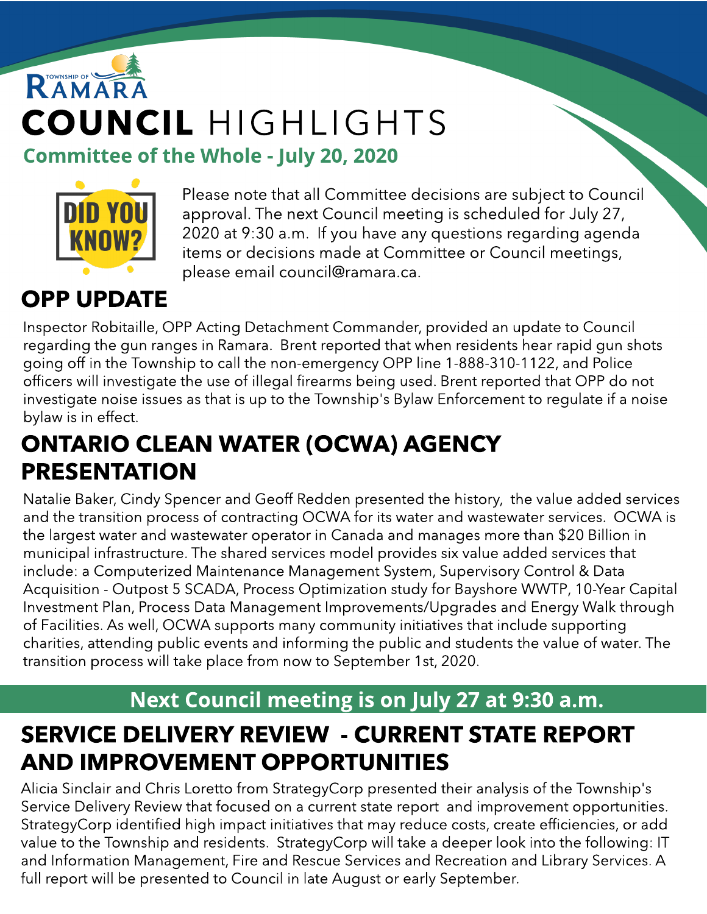Township of Ramara

# COUNCIL HIGHLIGHTS

## Committee of the Whole - July 20, 2020

DID YOU KNOW?

Please note that all Committee decisions are subject to Council approval. The next Council meeting is scheduled for July 27, 2020 at 9:30 a.m. If you have any questions regarding agenda items or decisions made at Committee or Council meetings, please email council@ramara.ca.

## OPP UPDATE

Inspector Robitaille, OPP Acting Detachment Commander, provided an update to Council regarding the gun ranges in Ramara. Brent reported that when residents hear rapid gun shots going off in the Township to call the non-emergency OPP line 1-888-310-1122, and Police officers will investigate the use of illegal firearms being used. Brent reported that OPP do not investigate noise issues as that is up to the Township's Bylaw Enforcement to regulate if a noise bylaw is in effect.

## ONTARIO CLEAN WATER (OCWA) AGENCY PRESENTATION

Natalie Baker, Cindy Spencer and Geoff Redden presented the history, the value added services and the transition process of contracting OCWA for its water and wastewater services. OCWA is the largest water and wastewater operator in Canada and manages more than $20 Billion in municipal infrastructure. The shared services model provides six value added services that include: a Computerized Maintenance Management System, Supervisory Control & Data Acquisition - Outpost 5 SCADA, Process Optimization study for Bayshore WWTP, 10-Year Capital Investment Plan, Process Data Management Improvements/Upgrades and Energy Walk through of Facilities. As well, OCWA supports many community initiatives that include supporting charities, attending public events and informing the public and students the value of water. The transition process will take place from now to September 1st, 2020.

**Next Council meeting is on July 27 at 9:30 a.m.**

## SERVICE DELIVERY REVIEW - CURRENT STATE REPORT AND IMPROVEMENT OPPORTUNITIES

Alicia Sinclair and Chris Loretto from StrategyCorp presented their analysis of the Township's Service Delivery Review that focused on a current state report and improvement opportunities. StrategyCorp identified high impact initiatives that may reduce costs, create efficiencies, or add value to the Township and residents. StrategyCorp will take a deeper look into the following: IT and Information Management, Fire and Rescue Services and Recreation and Library Services. A full report will be presented to Council in late August or early September.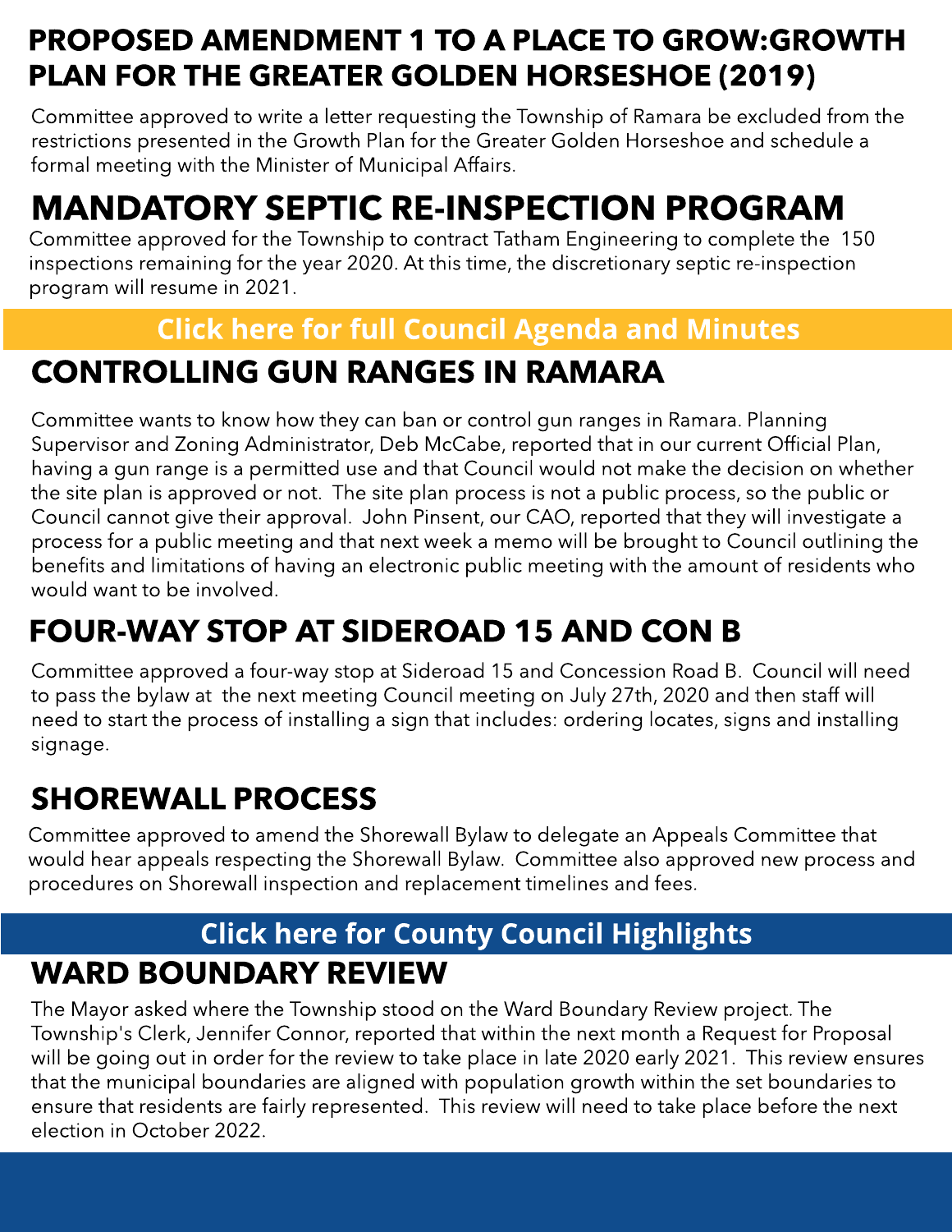## PROPOSED AMENDMENT 1 TO A PLACE TO GROW:GROWTH PLAN FOR THE GREATER GOLDEN HORSESHOE (2019)

Committee approved to write a letter requesting the Township of Ramara be excluded from the restrictions presented in the Growth Plan for the Greater Golden Horseshoe and schedule a formal meeting with the Minister of Municipal Affairs.

## MANDATORY SEPTIC RE-INSPECTION PROGRAM

Committee approved for the Township to contract Tatham Engineering to complete the 150 inspections remaining for the year 2020. At this time, the discretionary septic re-inspection program will resume in 2021.

**Click here for full Council Agenda and Minutes**

## CONTROLLING GUN RANGES IN RAMARA

Committee wants to know how they can ban or control gun ranges in Ramara. Planning Supervisor and Zoning Administrator, Deb McCabe, reported that in our current Official Plan, having a gun range is a permitted use and that Council would not make the decision on whether the site plan is approved or not. The site plan process is not a public process, so the public or Council cannot give their approval. John Pinsent, our CAO, reported that they will investigate a process for a public meeting and that next week a memo will be brought to Council outlining the benefits and limitations of having an electronic public meeting with the amount of residents who would want to be involved.

## FOUR-WAY STOP AT SIDEROAD 15 AND CON B

Committee approved a four-way stop at Sideroad 15 and Concession Road B. Council will need to pass the bylaw at the next meeting Council meeting on July 27th, 2020 and then staff will need to start the process of installing a sign that includes: ordering locates, signs and installing signage.

## SHOREWALL PROCESS

Committee approved to amend the Shorewall Bylaw to delegate an Appeals Committee that would hear appeals respecting the Shorewall Bylaw. Committee also approved new process and procedures on Shorewall inspection and replacement timelines and fees.

**Click here for County Council Highlights**

## WARD BOUNDARY REVIEW

The Mayor asked where the Township stood on the Ward Boundary Review project. The Township's Clerk, Jennifer Connor, reported that within the next month a Request for Proposal will be going out in order for the review to take place in late 2020 early 2021. This review ensures that the municipal boundaries are aligned with population growth within the set boundaries to ensure that residents are fairly represented. This review will need to take place before the next election in October 2022.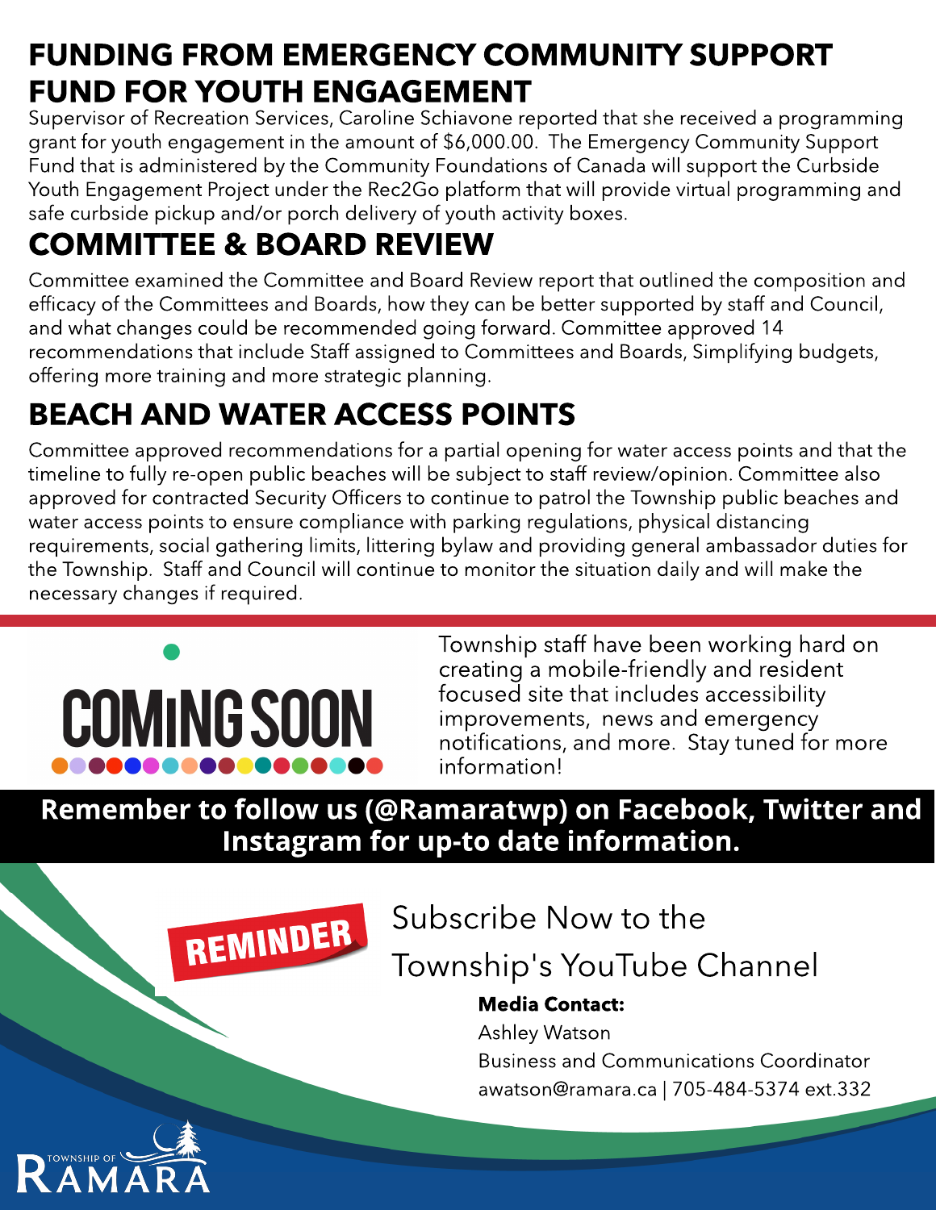## FUNDING FROM EMERGENCY COMMUNITY SUPPORT FUND FOR YOUTH ENGAGEMENT

Supervisor of Recreation Services, Caroline Schiavone reported that she received a programming grant for youth engagement in the amount of $6,000.00. The Emergency Community Support Fund that is administered by the Community Foundations of Canada will support the Curbside Youth Engagement Project under the Rec2Go platform that will provide virtual programming and safe curbside pickup and/or porch delivery of youth activity boxes.

## COMMITTEE & BOARD REVIEW

Committee examined the Committee and Board Review report that outlined the composition and efficacy of the Committees and Boards, how they can be better supported by staff and Council, and what changes could be recommended going forward. Committee approved 14 recommendations that include Staff assigned to Committees and Boards, Simplifying budgets, offering more training and more strategic planning.

## BEACH AND WATER ACCESS POINTS

Committee approved recommendations for a partial opening for water access points and that the timeline to fully re-open public beaches will be subject to staff review/opinion. Committee also approved for contracted Security Officers to continue to patrol the Township public beaches and water access points to ensure compliance with parking regulations, physical distancing requirements, social gathering limits, littering bylaw and providing general ambassador duties for the Township. Staff and Council will continue to monitor the situation daily and will make the necessary changes if required.

COMING SOON

Township staff have been working hard on creating a mobile-friendly and resident focused site that includes accessibility improvements, news and emergency notifications, and more. Stay tuned for more information!

**Remember to follow us (@Ramaratwp) on Facebook, Twitter and Instagram for up-to date information.**

REMINDER

Subscribe Now to the Township's YouTube Channel

**Media Contact:**
Ashley Watson
Business and Communications Coordinator
awatson@ramara.ca | 705-484-5374 ext.332

TOWNSHIP OF RAMARA